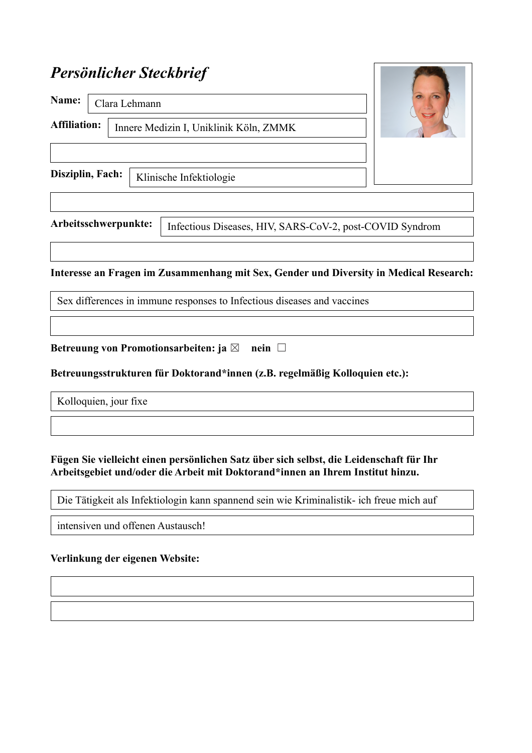# *Persönlicher Steckbrief*

**Name:** Clara Lehmann

**Affiliation:** Innere Medizin I, Uniklinik Köln, ZMMK

**Disziplin, Fach:** Klinische Infektiologie

**Arbeitsschwerpunkte:** Infectious Diseases, HIV, SARS-CoV-2, post-COVID Syndrom

**Interesse an Fragen im Zusammenhang mit Sex, Gender und Diversity in Medical Research:**

Sex differences in immune responses to Infectious diseases and vaccines

**Betreuung von Promotionsarbeiten: ja** ☒ **nein** ☐

**Betreuungsstrukturen für Doktorand\*innen (z.B. regelmäßig Kolloquien etc.):**

Kolloquien, jour fixe

**Fügen Sie vielleicht einen persönlichen Satz über sich selbst, die Leidenschaft für Ihr Arbeitsgebiet und/oder die Arbeit mit Doktorand\*innen an Ihrem Institut hinzu.**

Die Tätigkeit als Infektiologin kann spannend sein wie Kriminalistik- ich freue mich auf intensiven und offenen Austausch!

**Verlinkung der eigenen Website:**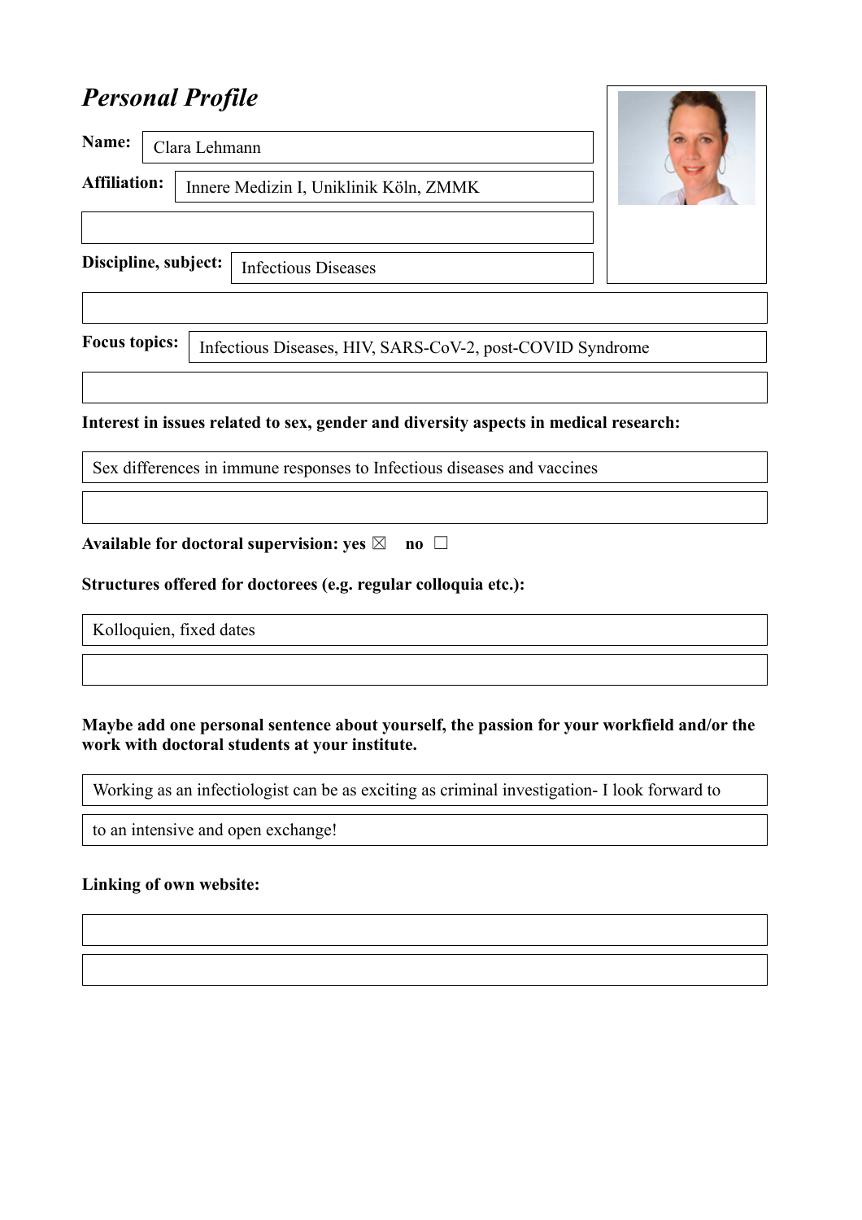## *Personal Profile*

**Name:** Clara Lehmann

**Affiliation:** Innere Medizin I, Uniklinik Köln, ZMMK

**Discipline, subject:** Infectious Diseases

**Focus topics:** Infectious Diseases, HIV, SARS-CoV-2, post-COVID Syndrome

**Interest in issues related to sex, gender and diversity aspects in medical research:**

Sex differences in immune responses to Infectious diseases and vaccines

**Available for doctoral supervision:** yes ☒ no ☐

**Structures offered for doctorees (e.g. regular colloquia etc.):**

Kolloquien, fixed dates

**Maybe add one personal sentence about yourself, the passion for your workfield and/or the work with doctoral students at your institute.**

Working as an infectiologist can be as exciting as criminal investigation- I look forward to

to an intensive and open exchange!

**Linking of own website:**